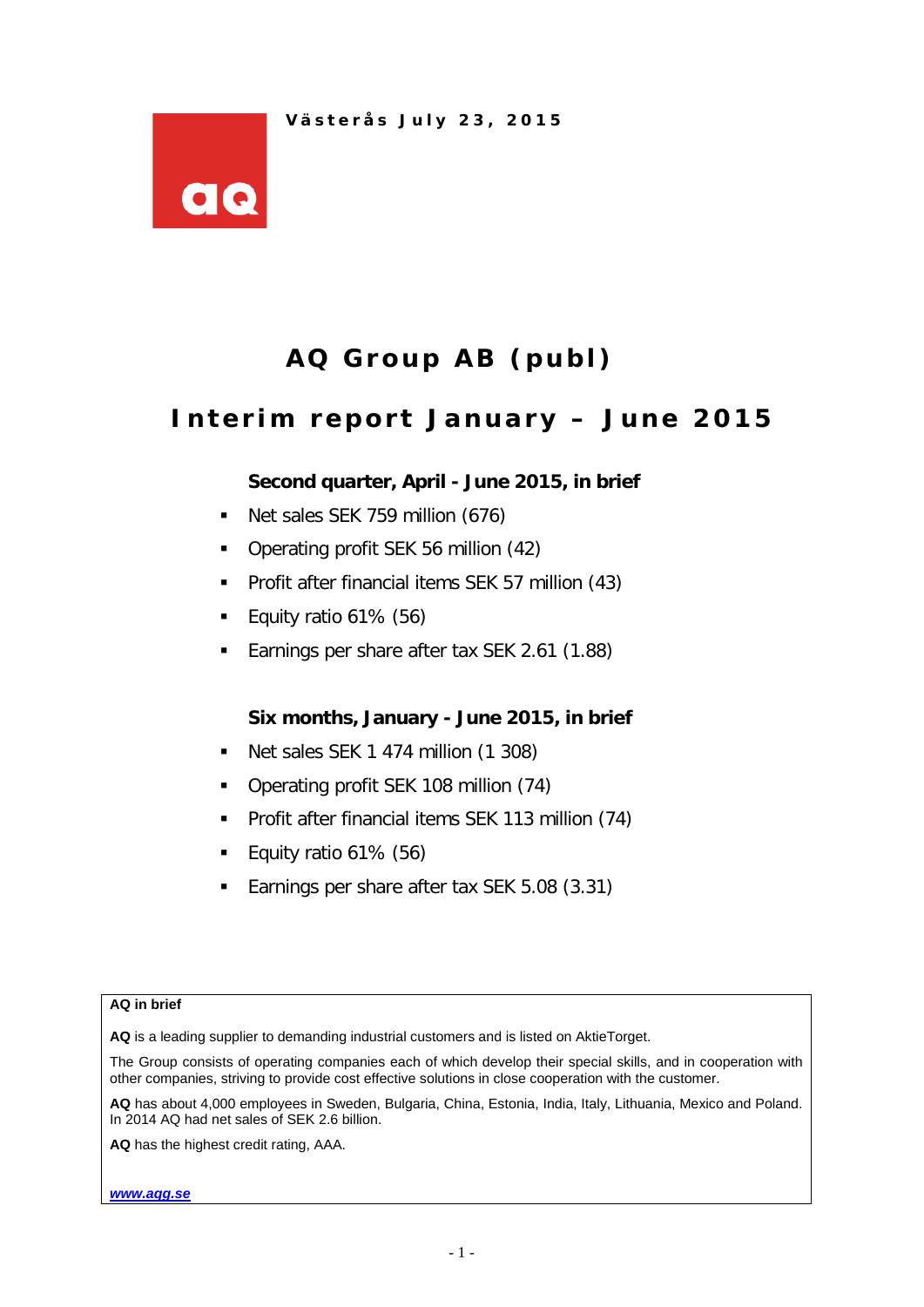Västerås July 23, 2015

# AQ Group AB (publ)

## Interim report January – June 2015

### Second quarter, April - June 2015, in brief

- Net sales SEK 759 million (676)
- Operating profit SEK 56 million (42)
- Profit after financial items SEK 57 million (43)
- Equity ratio 61% (56)
- Earnings per share after tax SEK 2.61 (1.88)

### Six months, January - June 2015, in brief

- Net sales SEK 1 474 million (1 308)
- Operating profit SEK 108 million (74)
- Profit after financial items SEK 113 million (74)
- Equity ratio 61% (56)
- Earnings per share after tax SEK 5.08 (3.31)

**AQ in brief**

**AQ** is a leading supplier to demanding industrial customers and is listed on AktieTorget.

The Group consists of operating companies each of which develop their special skills, and in cooperation with other companies, striving to provide cost effective solutions in close cooperation with the customer.

**AQ** has about 4,000 employees in Sweden, Bulgaria, China, Estonia, India, Italy, Lithuania, Mexico and Poland. In 2014 AQ had net sales of SEK 2.6 billion.

**AQ** has the highest credit rating, AAA.

***www.aqg.se***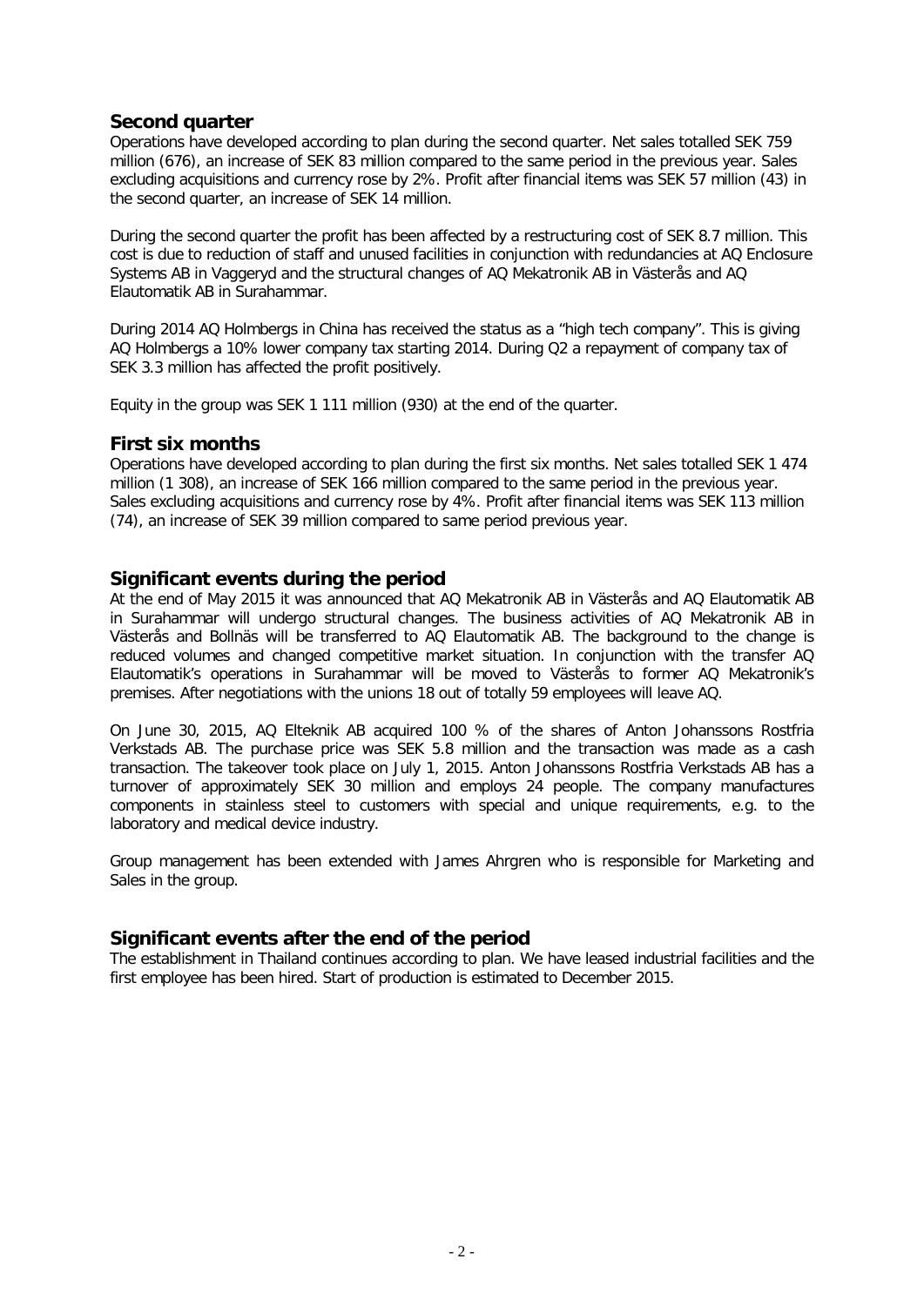## Second quarter

Operations have developed according to plan during the second quarter. Net sales totalled SEK 759 million (676), an increase of SEK 83 million compared to the same period in the previous year. Sales excluding acquisitions and currency rose by 2%. Profit after financial items was SEK 57 million (43) in the second quarter, an increase of SEK 14 million.

During the second quarter the profit has been affected by a restructuring cost of SEK 8.7 million. This cost is due to reduction of staff and unused facilities in conjunction with redundancies at AQ Enclosure Systems AB in Vaggeryd and the structural changes of AQ Mekatronik AB in Västerås and AQ Elautomatik AB in Surahammar.

During 2014 AQ Holmbergs in China has received the status as a "high tech company". This is giving AQ Holmbergs a 10% lower company tax starting 2014. During Q2 a repayment of company tax of SEK 3.3 million has affected the profit positively.

Equity in the group was SEK 1 111 million (930) at the end of the quarter.

## First six months

Operations have developed according to plan during the first six months. Net sales totalled SEK 1 474 million (1 308), an increase of SEK 166 million compared to the same period in the previous year. Sales excluding acquisitions and currency rose by 4%. Profit after financial items was SEK 113 million (74), an increase of SEK 39 million compared to same period previous year.

## Significant events during the period

At the end of May 2015 it was announced that AQ Mekatronik AB in Västerås and AQ Elautomatik AB in Surahammar will undergo structural changes. The business activities of AQ Mekatronik AB in Västerås and Bollnäs will be transferred to AQ Elautomatik AB. The background to the change is reduced volumes and changed competitive market situation. In conjunction with the transfer AQ Elautomatik's operations in Surahammar will be moved to Västerås to former AQ Mekatronik's premises. After negotiations with the unions 18 out of totally 59 employees will leave AQ.

On June 30, 2015, AQ Elteknik AB acquired 100 % of the shares of Anton Johanssons Rostfria Verkstads AB. The purchase price was SEK 5.8 million and the transaction was made as a cash transaction. The takeover took place on July 1, 2015. Anton Johanssons Rostfria Verkstads AB has a turnover of approximately SEK 30 million and employs 24 people. The company manufactures components in stainless steel to customers with special and unique requirements, e.g. to the laboratory and medical device industry.

Group management has been extended with James Ahrgren who is responsible for Marketing and Sales in the group.

## Significant events after the end of the period

The establishment in Thailand continues according to plan. We have leased industrial facilities and the first employee has been hired. Start of production is estimated to December 2015.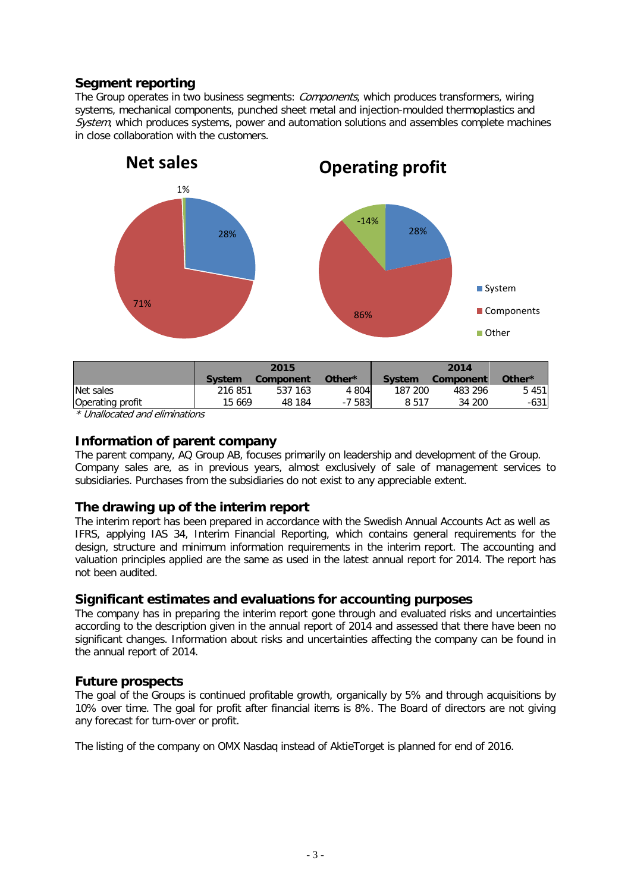## Segment reporting

The Group operates in two business segments: *Components*, which produces transformers, wiring systems, mechanical components, punched sheet metal and injection-moulded thermoplastics and *System*, which produces systems, power and automation solutions and assembles complete machines in close collaboration with the customers.

**Net sales**

- System: 28%
- Components: 71%
- Other: 1%

**Operating profit**

- System: 28%
- Components: 86%
- Other: -14%

| | 2015 | | | 2014 | | |
|---|---|---|---|---|---|---|
| | **System** | **Component** | **Other*** | **System** | **Component** | **Other*** |
| Net sales | 216 851 | 537 163 | 4 804 | 187 200 | 483 296 | 5 451 |
| Operating profit | 15 669 | 48 184 | -7 583 | 8 517 | 34 200 | -631 |

*\* Unallocated and eliminations*

## Information of parent company

The parent company, AQ Group AB, focuses primarily on leadership and development of the Group. Company sales are, as in previous years, almost exclusively of sale of management services to subsidiaries. Purchases from the subsidiaries do not exist to any appreciable extent.

## The drawing up of the interim report

The interim report has been prepared in accordance with the Swedish Annual Accounts Act as well as IFRS, applying IAS 34, Interim Financial Reporting, which contains general requirements for the design, structure and minimum information requirements in the interim report. The accounting and valuation principles applied are the same as used in the latest annual report for 2014. The report has not been audited.

## Significant estimates and evaluations for accounting purposes

The company has in preparing the interim report gone through and evaluated risks and uncertainties according to the description given in the annual report of 2014 and assessed that there have been no significant changes. Information about risks and uncertainties affecting the company can be found in the annual report of 2014.

## Future prospects

The goal of the Groups is continued profitable growth, organically by 5% and through acquisitions by 10% over time. The goal for profit after financial items is 8%. The Board of directors are not giving any forecast for turn-over or profit.

The listing of the company on OMX Nasdaq instead of AktieTorget is planned for end of 2016.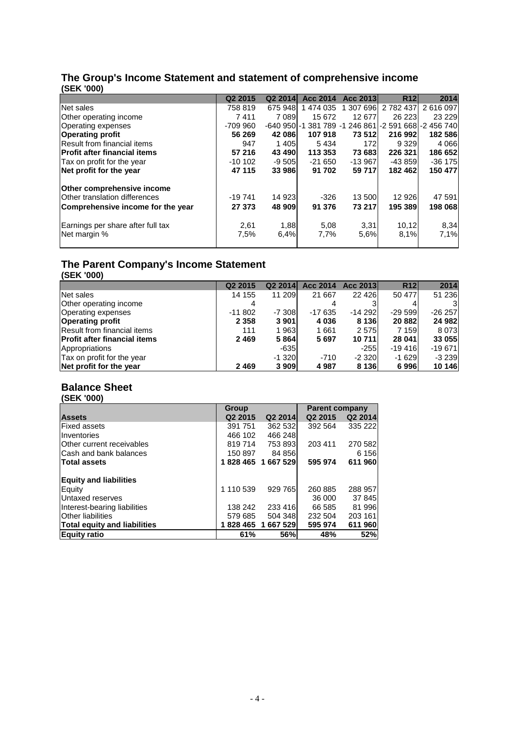## The Group's Income Statement and statement of comprehensive income

**(SEK '000)**

| | Q2 2015 | Q2 2014 | Acc 2014 | Acc 2013 | R12 | 2014 |
|---|---|---|---|---|---|---|
| Net sales | 758 819 | 675 948 | 1 474 035 | 1 307 696 | 2 782 437 | 2 616 097 |
| Other operating income | 7 411 | 7 089 | 15 672 | 12 677 | 26 223 | 23 229 |
| Operating expenses | -709 960 | -640 950 | -1 381 789 | -1 246 861 | -2 591 668 | -2 456 740 |
| **Operating profit** | **56 269** | **42 086** | **107 918** | **73 512** | **216 992** | **182 586** |
| Result from financial items | 947 | 1 405 | 5 434 | 172 | 9 329 | 4 066 |
| **Profit after financial items** | **57 216** | **43 490** | **113 353** | **73 683** | **226 321** | **186 652** |
| Tax on profit for the year | -10 102 | -9 505 | -21 650 | -13 967 | -43 859 | -36 175 |
| **Net profit for the year** | **47 115** | **33 986** | **91 702** | **59 717** | **182 462** | **150 477** |
| | | | | | | |
| **Other comprehensive income** | | | | | | |
| Other translation differences | -19 741 | 14 923 | -326 | 13 500 | 12 926 | 47 591 |
| **Comprehensive income for the year** | **27 373** | **48 909** | **91 376** | **73 217** | **195 389** | **198 068** |
| | | | | | | |
| Earnings per share after full tax | 2,61 | 1,88 | 5,08 | 3,31 | 10,12 | 8,34 |
| Net margin % | 7,5% | 6,4% | 7,7% | 5,6% | 8,1% | 7,1% |

## The Parent Company's Income Statement

**(SEK '000)**

| | Q2 2015 | Q2 2014 | Acc 2014 | Acc 2013 | R12 | 2014 |
|---|---|---|---|---|---|---|
| Net sales | 14 155 | 11 209 | 21 667 | 22 426 | 50 477 | 51 236 |
| Other operating income | 4 | | 4 | 3 | 4 | 3 |
| Operating expenses | -11 802 | -7 308 | -17 635 | -14 292 | -29 599 | -26 257 |
| **Operating profit** | **2 358** | **3 901** | **4 036** | **8 136** | **20 882** | **24 982** |
| Result from financial items | 111 | 1 963 | 1 661 | 2 575 | 7 159 | 8 073 |
| **Profit after financial items** | **2 469** | **5 864** | **5 697** | **10 711** | **28 041** | **33 055** |
| Appropriations | | -635 | | -255 | -19 416 | -19 671 |
| Tax on profit for the year | | -1 320 | -710 | -2 320 | -1 629 | -3 239 |
| **Net profit for the year** | **2 469** | **3 909** | **4 987** | **8 136** | **6 996** | **10 146** |

## Balance Sheet

**(SEK '000)**

| | **Group** | | **Parent company** | |
|---|---|---|---|---|
| **Assets** | Q2 2015 | Q2 2014 | Q2 2015 | Q2 2014 |
| Fixed assets | 391 751 | 362 532 | 392 564 | 335 222 |
| Inventories | 466 102 | 466 248 | | |
| Other current receivables | 819 714 | 753 893 | 203 411 | 270 582 |
| Cash and bank balances | 150 897 | 84 856 | | 6 156 |
| **Total assets** | **1 828 465** | **1 667 529** | **595 974** | **611 960** |
| | | | | |
| **Equity and liabilities** | | | | |
| Equity | 1 110 539 | 929 765 | 260 885 | 288 957 |
| Untaxed reserves | | | 36 000 | 37 845 |
| Interest-bearing liabilities | 138 242 | 233 416 | 66 585 | 81 996 |
| Other liabilities | 579 685 | 504 348 | 232 504 | 203 161 |
| **Total equity and liabilities** | **1 828 465** | **1 667 529** | **595 974** | **611 960** |
| **Equity ratio** | **61%** | **56%** | **48%** | **52%** |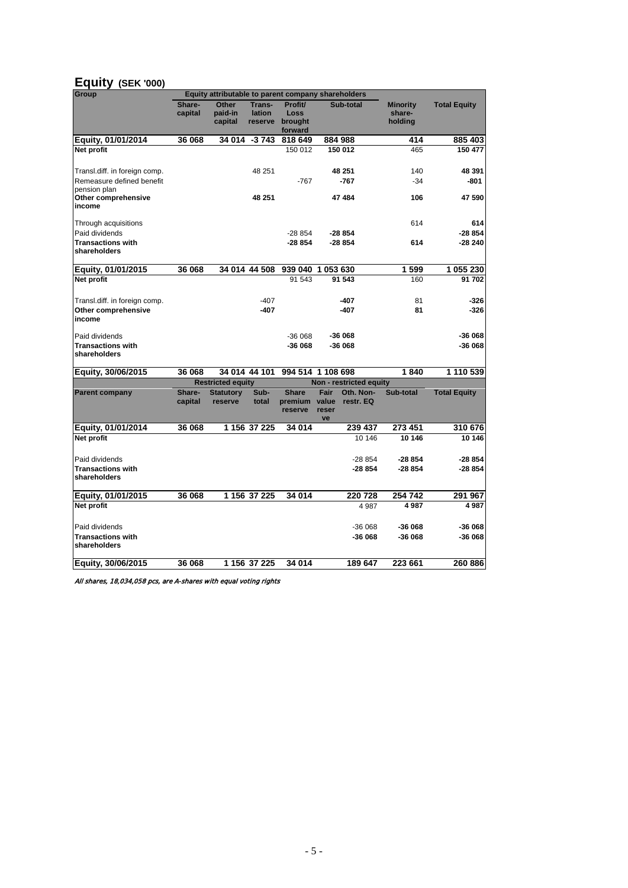## Equity (SEK '000)

| Group | Equity attributable to parent company shareholders | | | | | | |
|---|---|---|---|---|---|---|---|
| | Share-capital | Other paid-in capital | Trans-lation reserve | Profit/ Loss brought forward | Sub-total | Minority share-holding | Total Equity |
| **Equity, 01/01/2014** | **36 068** | **34 014** | **-3 743** | **818 649** | **884 988** | **414** | **885 403** |
| **Net profit** | | | | 150 012 | **150 012** | 465 | **150 477** |
| Transl.diff. in foreign comp. | | | 48 251 | | **48 251** | 140 | **48 391** |
| Remeasure defined benefit pension plan | | | | -767 | **-767** | -34 | **-801** |
| **Other comprehensive income** | | | **48 251** | | **47 484** | **106** | **47 590** |
| Through acquisitions | | | | | | 614 | **614** |
| Paid dividends | | | | -28 854 | **-28 854** | | **-28 854** |
| **Transactions with shareholders** | | | | **-28 854** | **-28 854** | **614** | **-28 240** |
| **Equity, 01/01/2015** | **36 068** | **34 014** | **44 508** | **939 040** | **1 053 630** | **1 599** | **1 055 230** |
| **Net profit** | | | | 91 543 | **91 543** | 160 | **91 702** |
| Transl.diff. in foreign comp. | | | -407 | | **-407** | 81 | **-326** |
| **Other comprehensive income** | | | **-407** | | **-407** | **81** | **-326** |
| Paid dividends | | | | -36 068 | **-36 068** | | **-36 068** |
| **Transactions with shareholders** | | | | **-36 068** | **-36 068** | | **-36 068** |
| **Equity, 30/06/2015** | **36 068** | **34 014** | **44 101** | **994 514** | **1 108 698** | **1 840** | **1 110 539** |

| | Restricted equity | | | Non - restricted equity | | | | |
|---|---|---|---|---|---|---|---|---|
| **Parent company** | Share-capital | Statutory reserve | Sub-total | Share premium reserve | Fair value reserve | Oth. Non-restr. EQ | Sub-total | Total Equity |
| **Equity, 01/01/2014** | **36 068** | **1 156** | **37 225** | **34 014** | | **239 437** | **273 451** | **310 676** |
| **Net profit** | | | | | | 10 146 | **10 146** | **10 146** |
| Paid dividends | | | | | | -28 854 | **-28 854** | **-28 854** |
| **Transactions with shareholders** | | | | | | **-28 854** | **-28 854** | **-28 854** |
| **Equity, 01/01/2015** | **36 068** | **1 156** | **37 225** | **34 014** | | **220 728** | **254 742** | **291 967** |
| **Net profit** | | | | | | 4 987 | **4 987** | **4 987** |
| Paid dividends | | | | | | -36 068 | **-36 068** | **-36 068** |
| **Transactions with shareholders** | | | | | | **-36 068** | **-36 068** | **-36 068** |
| **Equity, 30/06/2015** | **36 068** | **1 156** | **37 225** | **34 014** | | **189 647** | **223 661** | **260 886** |

*All shares, 18,034,058 pcs, are A-shares with equal voting rights*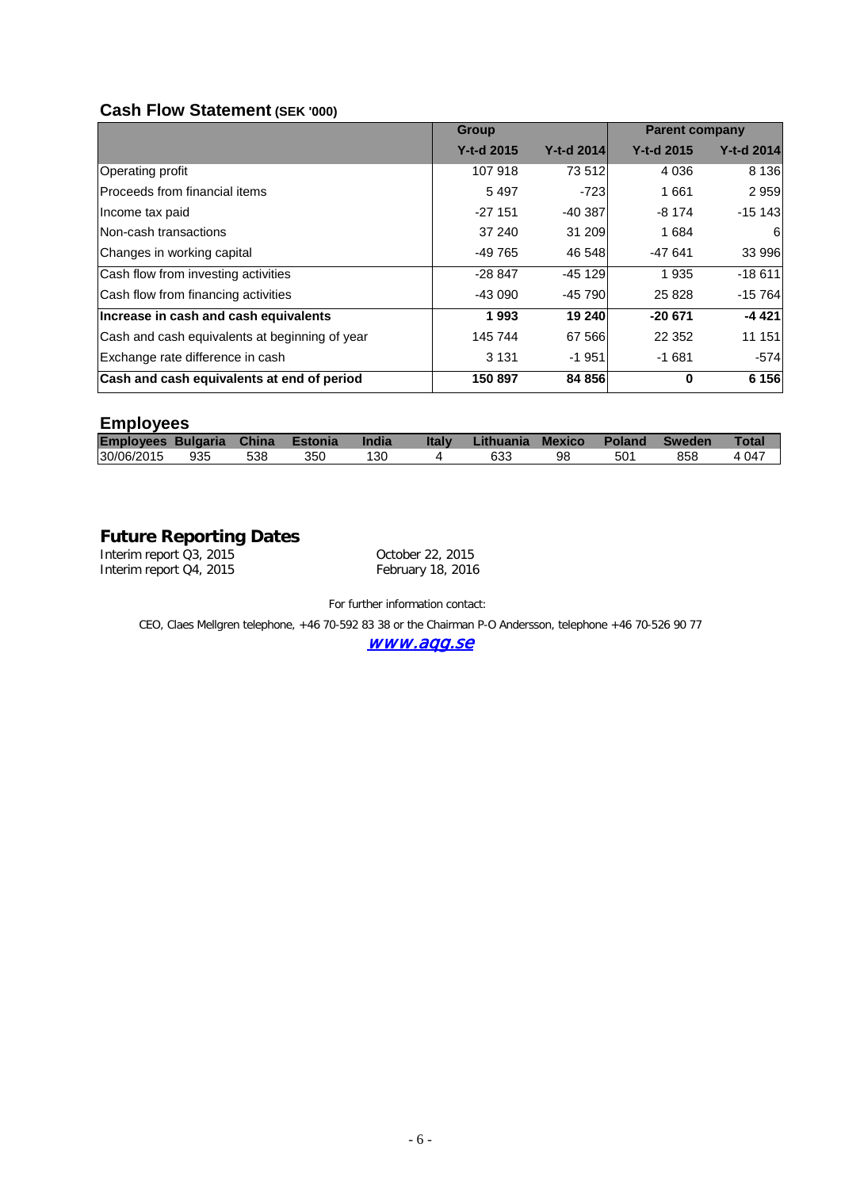## Cash Flow Statement (SEK '000)

| | Group | | Parent company | |
|---|---|---|---|---|
| | Y-t-d 2015 | Y-t-d 2014 | Y-t-d 2015 | Y-t-d 2014 |
| Operating profit | 107 918 | 73 512 | 4 036 | 8 136 |
| Proceeds from financial items | 5 497 | -723 | 1 661 | 2 959 |
| Income tax paid | -27 151 | -40 387 | -8 174 | -15 143 |
| Non-cash transactions | 37 240 | 31 209 | 1 684 | 6 |
| Changes in working capital | -49 765 | 46 548 | -47 641 | 33 996 |
| Cash flow from investing activities | -28 847 | -45 129 | 1 935 | -18 611 |
| Cash flow from financing activities | -43 090 | -45 790 | 25 828 | -15 764 |
| **Increase in cash and cash equivalents** | **1 993** | **19 240** | **-20 671** | **-4 421** |
| Cash and cash equivalents at beginning of year | 145 744 | 67 566 | 22 352 | 11 151 |
| Exchange rate difference in cash | 3 131 | -1 951 | -1 681 | -574 |
| **Cash and cash equivalents at end of period** | **150 897** | **84 856** | **0** | **6 156** |

## Employees

| Employees | Bulgaria | China | Estonia | India | Italy | Lithuania | Mexico | Poland | Sweden | Total |
|---|---|---|---|---|---|---|---|---|---|---|
| 30/06/2015 | 935 | 538 | 350 | 130 | 4 | 633 | 98 | 501 | 858 | 4 047 |

## Future Reporting Dates

Interim report Q3, 2015 October 22, 2015
Interim report Q4, 2015 February 18, 2016

For further information contact:

CEO, Claes Mellgren telephone, +46 70-592 83 38 or the Chairman P-O Andersson, telephone +46 70-526 90 77

www.agg.se